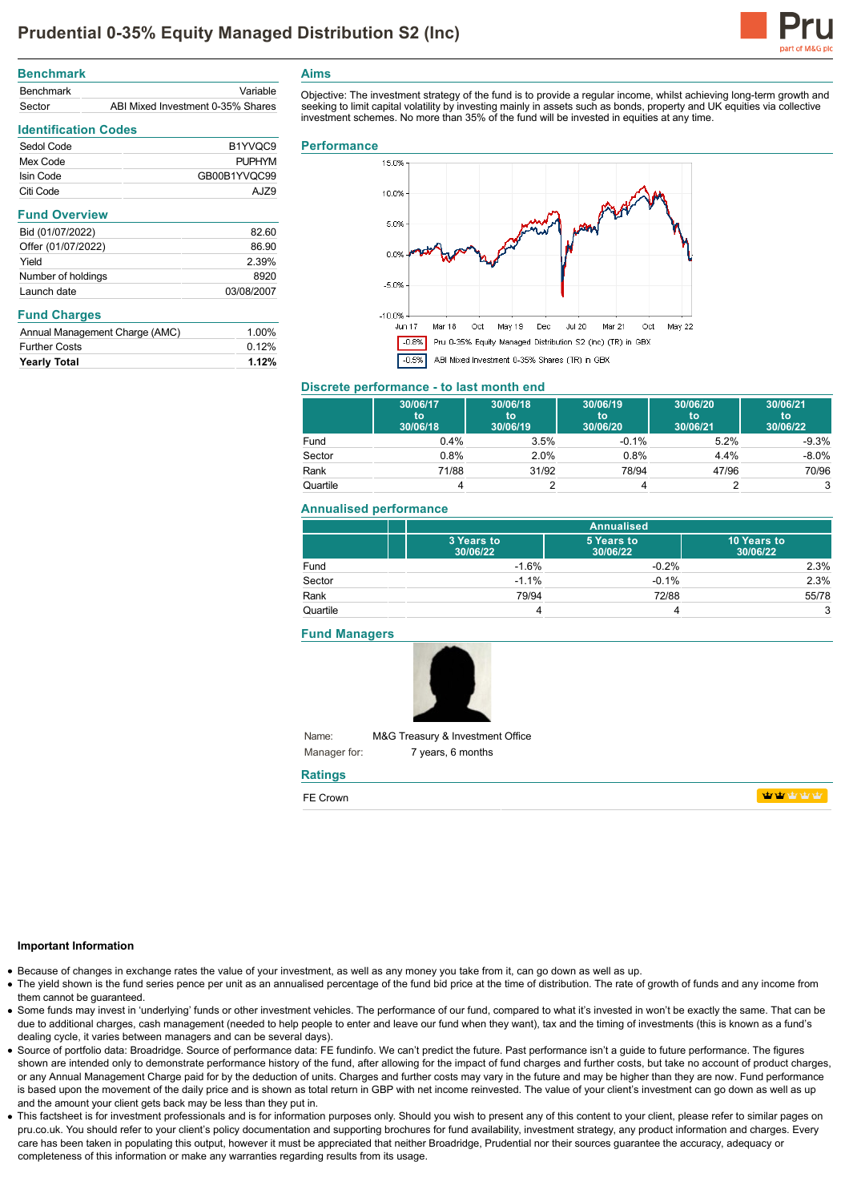# Prudential 0-35% Equity Managed Distribution S2 (Inc)

## Benchmark

| | |
|---|---|
| Benchmark | Variable |
| Sector | ABI Mixed Investment 0-35% Shares |

## Identification Codes

| | |
|---|---|
| Sedol Code | B1YVQC9 |
| Mex Code | PUPHYM |
| Isin Code | GB00B1YVQC99 |
| Citi Code | AJZ9 |

## Fund Overview

| | |
|---|---|
| Bid (01/07/2022) | 82.60 |
| Offer (01/07/2022) | 86.90 |
| Yield | 2.39% |
| Number of holdings | 8920 |
| Launch date | 03/08/2007 |

## Fund Charges

| | |
|---|---|
| Annual Management Charge (AMC) | 1.00% |
| Further Costs | 0.12% |
| **Yearly Total** | **1.12%** |

## Aims

Objective: The investment strategy of the fund is to provide a regular income, whilst achieving long-term growth and seeking to limit capital volatility by investing mainly in assets such as bonds, property and UK equities via collective investment schemes. No more than 35% of the fund will be invested in equities at any time.

## Performance

-0.8% Pru 0-35% Equity Managed Distribution S2 (Inc) (TR) in GBX

-0.5% ABI Mixed Investment 0-35% Shares (TR) in GBX

## Discrete performance - to last month end

| | 30/06/17 to 30/06/18 | 30/06/18 to 30/06/19 | 30/06/19 to 30/06/20 | 30/06/20 to 30/06/21 | 30/06/21 to 30/06/22 |
|---|---|---|---|---|---|
| Fund | 0.4% | 3.5% | -0.1% | 5.2% | -9.3% |
| Sector | 0.8% | 2.0% | 0.8% | 4.4% | -8.0% |
| Rank | 71/88 | 31/92 | 78/94 | 47/96 | 70/96 |
| Quartile | 4 | 2 | 4 | 2 | 3 |

## Annualised performance

| | Annualised | | |
|---|---|---|---|
| | 3 Years to 30/06/22 | 5 Years to 30/06/22 | 10 Years to 30/06/22 |
| Fund | -1.6% | -0.2% | 2.3% |
| Sector | -1.1% | -0.1% | 2.3% |
| Rank | 79/94 | 72/88 | 55/78 |
| Quartile | 4 | 4 | 3 |

## Fund Managers

Name: M&G Treasury & Investment Office

Manager for: 7 years, 6 months

## Ratings

FE Crown

### Important Information

- Because of changes in exchange rates the value of your investment, as well as any money you take from it, can go down as well as up.
- The yield shown is the fund series pence per unit as an annualised percentage of the fund bid price at the time of distribution. The rate of growth of funds and any income from them cannot be guaranteed.
- Some funds may invest in 'underlying' funds or other investment vehicles. The performance of our fund, compared to what it's invested in won't be exactly the same. That can be due to additional charges, cash management (needed to help people to enter and leave our fund when they want), tax and the timing of investments (this is known as a fund's dealing cycle, it varies between managers and can be several days).
- Source of portfolio data: Broadridge. Source of performance data: FE fundinfo. We can't predict the future. Past performance isn't a guide to future performance. The figures shown are intended only to demonstrate performance history of the fund, after allowing for the impact of fund charges and further costs, but take no account of product charges, or any Annual Management Charge paid for by the deduction of units. Charges and further costs may vary in the future and may be higher than they are now. Fund performance is based upon the movement of the daily price and is shown as total return in GBP with net income reinvested. The value of your client's investment can go down as well as up and the amount your client gets back may be less than they put in.
- This factsheet is for investment professionals and is for information purposes only. Should you wish to present any of this content to your client, please refer to similar pages on pru.co.uk. You should refer to your client's policy documentation and supporting brochures for fund availability, investment strategy, any product information and charges. Every care has been taken in populating this output, however it must be appreciated that neither Broadridge, Prudential nor their sources guarantee the accuracy, adequacy or completeness of this information or make any warranties regarding results from its usage.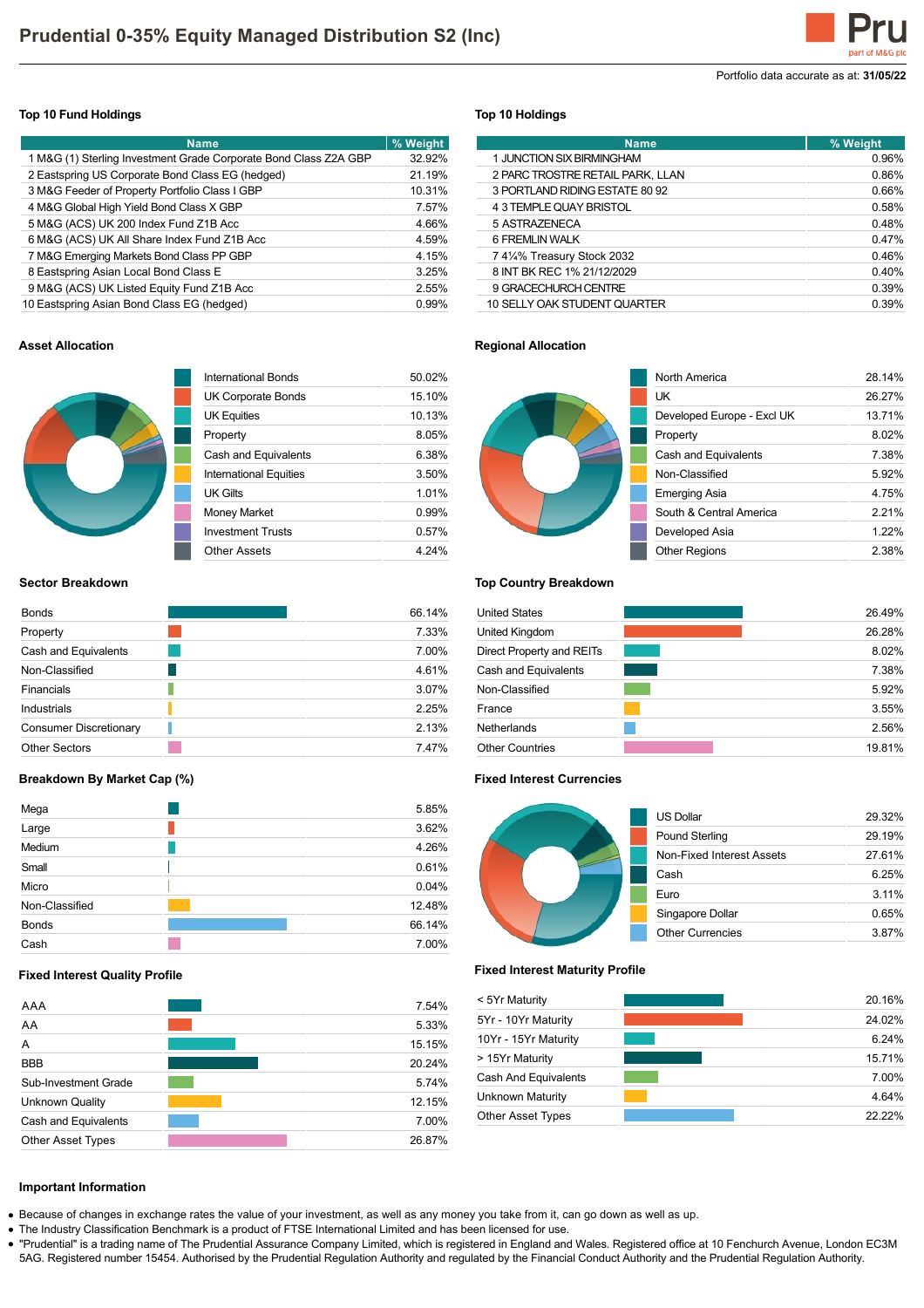# Prudential 0-35% Equity Managed Distribution S2 (Inc)

Portfolio data accurate as at: **31/05/22**

## Top 10 Fund Holdings

| Name | % Weight |
|---|---|
| 1 M&G (1) Sterling Investment Grade Corporate Bond Class Z2A GBP | 32.92% |
| 2 Eastspring US Corporate Bond Class EG (hedged) | 21.19% |
| 3 M&G Feeder of Property Portfolio Class I GBP | 10.31% |
| 4 M&G Global High Yield Bond Class X GBP | 7.57% |
| 5 M&G (ACS) UK 200 Index Fund Z1B Acc | 4.66% |
| 6 M&G (ACS) UK All Share Index Fund Z1B Acc | 4.59% |
| 7 M&G Emerging Markets Bond Class PP GBP | 4.15% |
| 8 Eastspring Asian Local Bond Class E | 3.25% |
| 9 M&G (ACS) UK Listed Equity Fund Z1B Acc | 2.55% |
| 10 Eastspring Asian Bond Class EG (hedged) | 0.99% |

## Top 10 Holdings

| Name | % Weight |
|---|---|
| 1 JUNCTION SIX BIRMINGHAM | 0.96% |
| 2 PARC TROSTRE RETAIL PARK, LLAN | 0.86% |
| 3 PORTLAND RIDING ESTATE 80 92 | 0.66% |
| 4 3 TEMPLE QUAY BRISTOL | 0.58% |
| 5 ASTRAZENECA | 0.48% |
| 6 FREMLIN WALK | 0.47% |
| 7 4¼% Treasury Stock 2032 | 0.46% |
| 8 INT BK REC 1% 21/12/2029 | 0.40% |
| 9 GRACECHURCH CENTRE | 0.39% |
| 10 SELLY OAK STUDENT QUARTER | 0.39% |

## Asset Allocation

International Bonds 50.02%
UK Corporate Bonds 15.10%
UK Equities 10.13%
Property 8.05%
Cash and Equivalents 6.38%
International Equities 3.50%
UK Gilts 1.01%
Money Market 0.99%
Investment Trusts 0.57%
Other Assets 4.24%

## Regional Allocation

North America 28.14%
UK 26.27%
Developed Europe - Excl UK 13.71%
Property 8.02%
Cash and Equivalents 7.38%
Non-Classified 5.92%
Emerging Asia 4.75%
South & Central America 2.21%
Developed Asia 1.22%
Other Regions 2.38%

## Sector Breakdown

Bonds 66.14%
Property 7.33%
Cash and Equivalents 7.00%
Non-Classified 4.61%
Financials 3.07%
Industrials 2.25%
Consumer Discretionary 2.13%
Other Sectors 7.47%

## Top Country Breakdown

United States 26.49%
United Kingdom 26.28%
Direct Property and REITs 8.02%
Cash and Equivalents 7.38%
Non-Classified 5.92%
France 3.55%
Netherlands 2.56%
Other Countries 19.81%

## Breakdown By Market Cap (%)

Mega 5.85%
Large 3.62%
Medium 4.26%
Small 0.61%
Micro 0.04%
Non-Classified 12.48%
Bonds 66.14%
Cash 7.00%

## Fixed Interest Currencies

US Dollar 29.32%
Pound Sterling 29.19%
Non-Fixed Interest Assets 27.61%
Cash 6.25%
Euro 3.11%
Singapore Dollar 0.65%
Other Currencies 3.87%

## Fixed Interest Quality Profile

AAA 7.54%
AA 5.33%
A 15.15%
BBB 20.24%
Sub-Investment Grade 5.74%
Unknown Quality 12.15%
Cash and Equivalents 7.00%
Other Asset Types 26.87%

## Fixed Interest Maturity Profile

< 5Yr Maturity 20.16%
5Yr - 10Yr Maturity 24.02%
10Yr - 15Yr Maturity 6.24%
> 15Yr Maturity 15.71%
Cash And Equivalents 7.00%
Unknown Maturity 4.64%
Other Asset Types 22.22%

## Important Information

- Because of changes in exchange rates the value of your investment, as well as any money you take from it, can go down as well as up.
- The Industry Classification Benchmark is a product of FTSE International Limited and has been licensed for use.
- "Prudential" is a trading name of The Prudential Assurance Company Limited, which is registered in England and Wales. Registered office at 10 Fenchurch Avenue, London EC3M 5AG. Registered number 15454. Authorised by the Prudential Regulation Authority and regulated by the Financial Conduct Authority and the Prudential Regulation Authority.